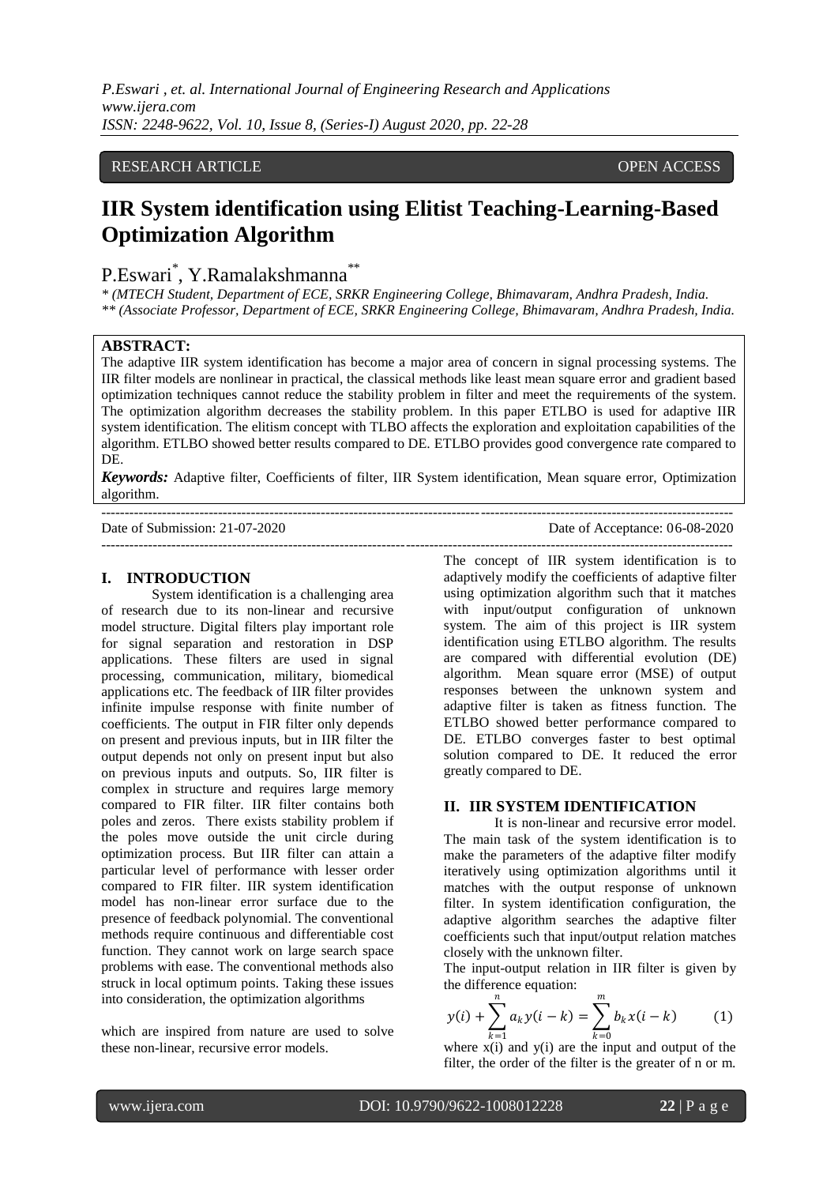RESEARCH ARTICLE OPEN ACCESS

# IIR System identification using Elitist Teaching-Learning-Based Optimization Algorithm

P.Eswari[*], Y.Ramalakshmanna[**]

[*] (MTECH Student, Department of ECE, SRKR Engineering College, Bhimavaram, Andhra Pradesh, India.
[**] (Associate Professor, Department of ECE, SRKR Engineering College, Bhimavaram, Andhra Pradesh, India.

**ABSTRACT:**

The adaptive IIR system identification has become a major area of concern in signal processing systems. The IIR filter models are nonlinear in practical, the classical methods like least mean square error and gradient based optimization techniques cannot reduce the stability problem in filter and meet the requirements of the system. The optimization algorithm decreases the stability problem. In this paper ETLBO is used for adaptive IIR system identification. The elitism concept with TLBO affects the exploration and exploitation capabilities of the algorithm. ETLBO showed better results compared to DE. ETLBO provides good convergence rate compared to DE.

***Keywords:*** Adaptive filter, Coefficients of filter, IIR System identification, Mean square error, Optimization algorithm.

Date of Submission: 21-07-2020 Date of Acceptance: 06-08-2020

## I. INTRODUCTION

System identification is a challenging area of research due to its non-linear and recursive model structure. Digital filters play important role for signal separation and restoration in DSP applications. These filters are used in signal processing, communication, military, biomedical applications etc. The feedback of IIR filter provides infinite impulse response with finite number of coefficients. The output in FIR filter only depends on present and previous inputs, but in IIR filter the output depends not only on present input but also on previous inputs and outputs. So, IIR filter is complex in structure and requires large memory compared to FIR filter. IIR filter contains both poles and zeros. There exists stability problem if the poles move outside the unit circle during optimization process. But IIR filter can attain a particular level of performance with lesser order compared to FIR filter. IIR system identification model has non-linear error surface due to the presence of feedback polynomial. The conventional methods require continuous and differentiable cost function. They cannot work on large search space problems with ease. The conventional methods also struck in local optimum points. Taking these issues into consideration, the optimization algorithms which are inspired from nature are used to solve these non-linear, recursive error models.

The concept of IIR system identification is to adaptively modify the coefficients of adaptive filter using optimization algorithm such that it matches with input/output configuration of unknown system. The aim of this project is IIR system identification using ETLBO algorithm. The results are compared with differential evolution (DE) algorithm. Mean square error (MSE) of output responses between the unknown system and adaptive filter is taken as fitness function. The ETLBO showed better performance compared to DE. ETLBO converges faster to best optimal solution compared to DE. It reduced the error greatly compared to DE.

## II. IIR SYSTEM IDENTIFICATION

It is non-linear and recursive error model. The main task of the system identification is to make the parameters of the adaptive filter modify iteratively using optimization algorithms until it matches with the output response of unknown filter. In system identification configuration, the adaptive algorithm searches the adaptive filter coefficients such that input/output relation matches closely with the unknown filter.

The input-output relation in IIR filter is given by the difference equation:

$$y(i) + \sum_{k=1}^{n} a_k y(i-k) = \sum_{k=0}^{m} b_k x(i-k) \qquad (1)$$

where x(i) and y(i) are the input and output of the filter, the order of the filter is the greater of n or m.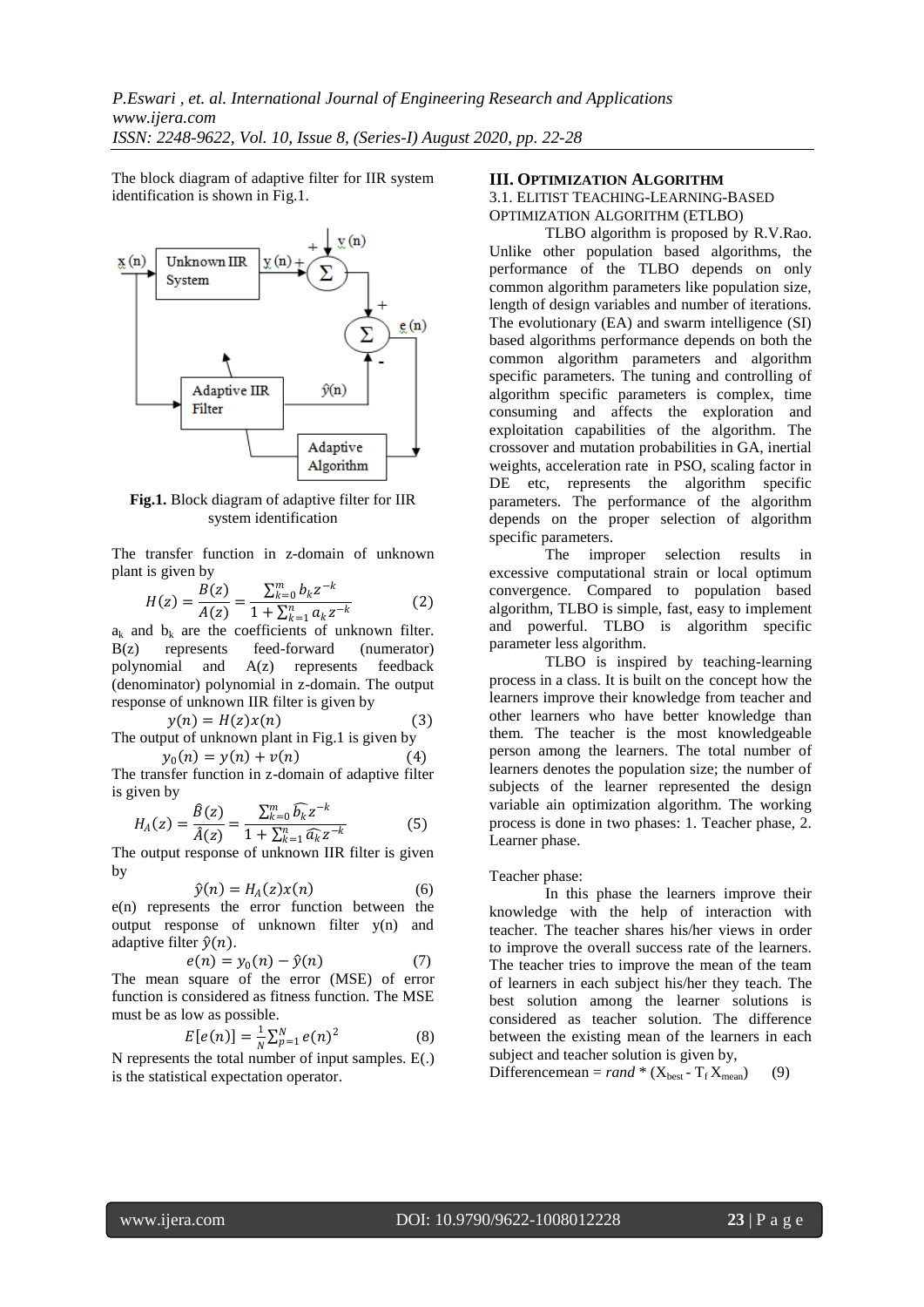The block diagram of adaptive filter for IIR system identification is shown in Fig.1.

**Fig.1.** Block diagram of adaptive filter for IIR system identification

The transfer function in z-domain of unknown plant is given by

$$H(z) = \frac{B(z)}{A(z)} = \frac{\sum_{k=0}^{m} b_k z^{-k}}{1 + \sum_{k=1}^{n} a_k z^{-k}} \qquad (2)$$

$a_k$ and $b_k$ are the coefficients of unknown filter. B(z) represents feed-forward (numerator) polynomial and A(z) represents feedback (denominator) polynomial in z-domain. The output response of unknown IIR filter is given by

$$y(n) = H(z)x(n) \qquad (3)$$

The output of unknown plant in Fig.1 is given by

$$y_0(n) = y(n) + v(n) \qquad (4)$$

The transfer function in z-domain of adaptive filter is given by

$$H_A(z) = \frac{\hat{B}(z)}{\hat{A}(z)} = \frac{\sum_{k=0}^{m} \widehat{b_k} z^{-k}}{1 + \sum_{k=1}^{n} \widehat{a_k} z^{-k}} \qquad (5)$$

The output response of unknown IIR filter is given by

$$\hat{y}(n) = H_A(z)x(n) \qquad (6)$$

e(n) represents the error function between the output response of unknown filter y(n) and adaptive filter $\hat{y}(n)$.

$$e(n) = y_0(n) - \hat{y}(n) \qquad (7)$$

The mean square of the error (MSE) of error function is considered as fitness function. The MSE must be as low as possible.

$$E[e(n)] = \frac{1}{N}\sum_{p=1}^{N} e(n)^2 \qquad (8)$$

N represents the total number of input samples. E(.) is the statistical expectation operator.

## III. OPTIMIZATION ALGORITHM

### 3.1. ELITIST TEACHING-LEARNING-BASED OPTIMIZATION ALGORITHM (ETLBO)

TLBO algorithm is proposed by R.V.Rao. Unlike other population based algorithms, the performance of the TLBO depends on only common algorithm parameters like population size, length of design variables and number of iterations. The evolutionary (EA) and swarm intelligence (SI) based algorithms performance depends on both the common algorithm parameters and algorithm specific parameters. The tuning and controlling of algorithm specific parameters is complex, time consuming and affects the exploration and exploitation capabilities of the algorithm. The crossover and mutation probabilities in GA, inertial weights, acceleration rate in PSO, scaling factor in DE etc, represents the algorithm specific parameters. The performance of the algorithm depends on the proper selection of algorithm specific parameters.

The improper selection results in excessive computational strain or local optimum convergence. Compared to population based algorithm, TLBO is simple, fast, easy to implement and powerful. TLBO is algorithm specific parameter less algorithm.

TLBO is inspired by teaching-learning process in a class. It is built on the concept how the learners improve their knowledge from teacher and other learners who have better knowledge than them. The teacher is the most knowledgeable person among the learners. The total number of learners denotes the population size; the number of subjects of the learner represented the design variable ain optimization algorithm. The working process is done in two phases: 1. Teacher phase, 2. Learner phase.

Teacher phase:

In this phase the learners improve their knowledge with the help of interaction with teacher. The teacher shares his/her views in order to improve the overall success rate of the learners. The teacher tries to improve the mean of the team of learners in each subject his/her they teach. The best solution among the learner solutions is considered as teacher solution. The difference between the existing mean of the learners in each subject and teacher solution is given by,

Differencemean = *rand* * ($X_{best}$ - $T_f$ $X_{mean}$) (9)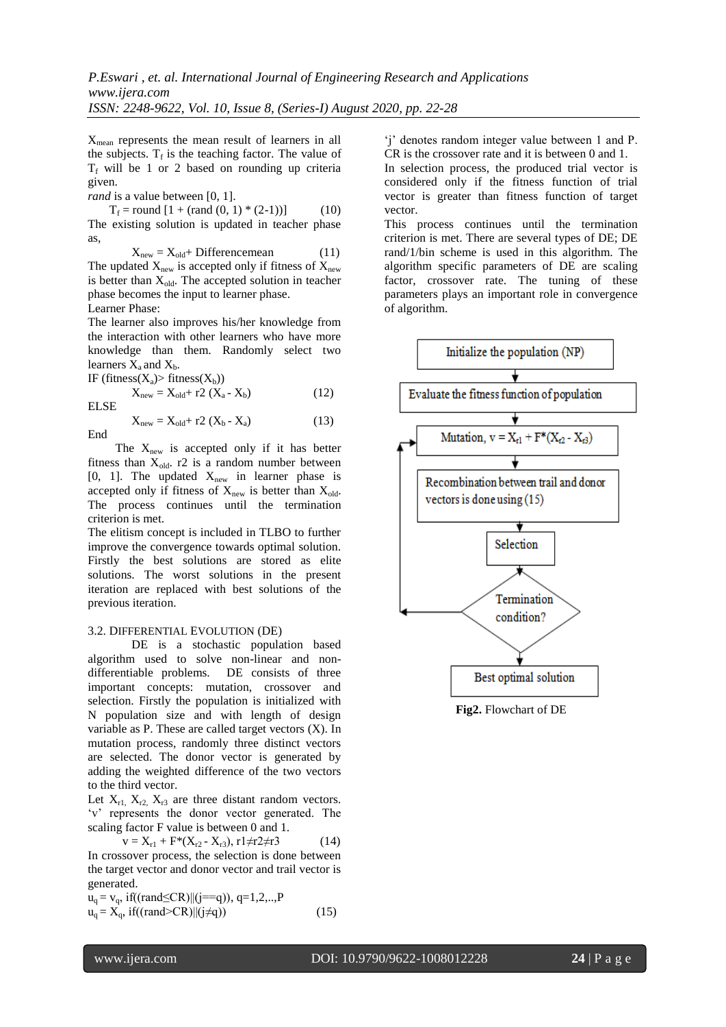$X_{mean}$ represents the mean result of learners in all the subjects. $T_f$ is the teaching factor. The value of $T_f$ will be 1 or 2 based on rounding up criteria given.

*rand* is a value between [0, 1].

$$T_f = \text{round}\,[1 + (\text{rand}\,(0, 1) * (2-1))] \qquad (10)$$

The existing solution is updated in teacher phase as,

$$X_{new} = X_{old} + \text{Differencemean} \qquad (11)$$

The updated $X_{new}$ is accepted only if fitness of $X_{new}$ is better than $X_{old}$. The accepted solution in teacher phase becomes the input to learner phase.

Learner Phase:

The learner also improves his/her knowledge from the interaction with other learners who have more knowledge than them. Randomly select two learners $X_a$ and $X_b$.

IF (fitness($X_a$)> fitness($X_b$))

$$X_{new} = X_{old} + r2\,(X_a - X_b) \qquad (12)$$

ELSE

$$X_{new} = X_{old} + r2\,(X_b - X_a) \qquad (13)$$

End

The $X_{new}$ is accepted only if it has better fitness than $X_{old}$. r2 is a random number between [0, 1]. The updated $X_{new}$ in learner phase is accepted only if fitness of $X_{new}$ is better than $X_{old}$. The process continues until the termination criterion is met.

The elitism concept is included in TLBO to further improve the convergence towards optimal solution. Firstly the best solutions are stored as elite solutions. The worst solutions in the present iteration are replaced with best solutions of the previous iteration.

### 3.2. DIFFERENTIAL EVOLUTION (DE)

DE is a stochastic population based algorithm used to solve non-linear and non-differentiable problems. DE consists of three important concepts: mutation, crossover and selection. Firstly the population is initialized with N population size and with length of design variable as P. These are called target vectors (X). In mutation process, randomly three distinct vectors are selected. The donor vector is generated by adding the weighted difference of the two vectors to the third vector.

Let $X_{r1}$, $X_{r2}$, $X_{r3}$ are three distant random vectors. 'v' represents the donor vector generated. The scaling factor F value is between 0 and 1.

$$v = X_{r1} + F*(X_{r2} - X_{r3}),\ r1 \neq r2 \neq r3 \qquad (14)$$

In crossover process, the selection is done between the target vector and donor vector and trail vector is generated.

$$u_q = v_q,\ \text{if}((\text{rand} \leq CR)\,||\,(j==q)),\ q=1,2,..,P$$
$$u_q = X_q,\ \text{if}((\text{rand} > CR)\,||\,(j \neq q)) \qquad (15)$$

'j' denotes random integer value between 1 and P. CR is the crossover rate and it is between 0 and 1.

In selection process, the produced trial vector is considered only if the fitness function of trial vector is greater than fitness function of target vector.

This process continues until the termination criterion is met. There are several types of DE; DE rand/1/bin scheme is used in this algorithm. The algorithm specific parameters of DE are scaling factor, crossover rate. The tuning of these parameters plays an important role in convergence of algorithm.

```
Initialize the population (NP)
        ↓
Evaluate the fitness function of population
        ↓
Mutation, v = Xr1 + F*(Xr2 - Xr3)   ←──────┐
        ↓                                  │
Recombination between trail and donor      │
vectors is done using (15)                 │
        ↓                                  │
Selection                                  │
        ↓                                  │
Termination condition? ────────────────────┘
        ↓
Best optimal solution
```

**Fig2.** Flowchart of DE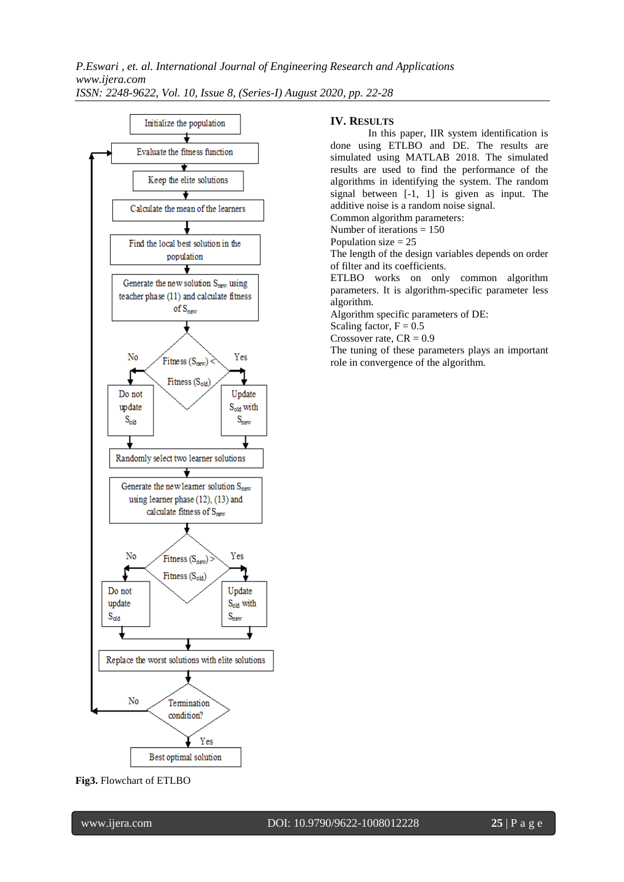Fig3. Flowchart of ETLBO

## IV. RESULTS

In this paper, IIR system identification is done using ETLBO and DE. The results are simulated using MATLAB 2018. The simulated results are used to find the performance of the algorithms in identifying the system. The random signal between [-1, 1] is given as input. The additive noise is a random noise signal.

Common algorithm parameters:
Number of iterations = 150
Population size = 25
The length of the design variables depends on order of filter and its coefficients.
ETLBO works on only common algorithm parameters. It is algorithm-specific parameter less algorithm.
Algorithm specific parameters of DE:
Scaling factor, F = 0.5
Crossover rate, CR = 0.9
The tuning of these parameters plays an important role in convergence of the algorithm.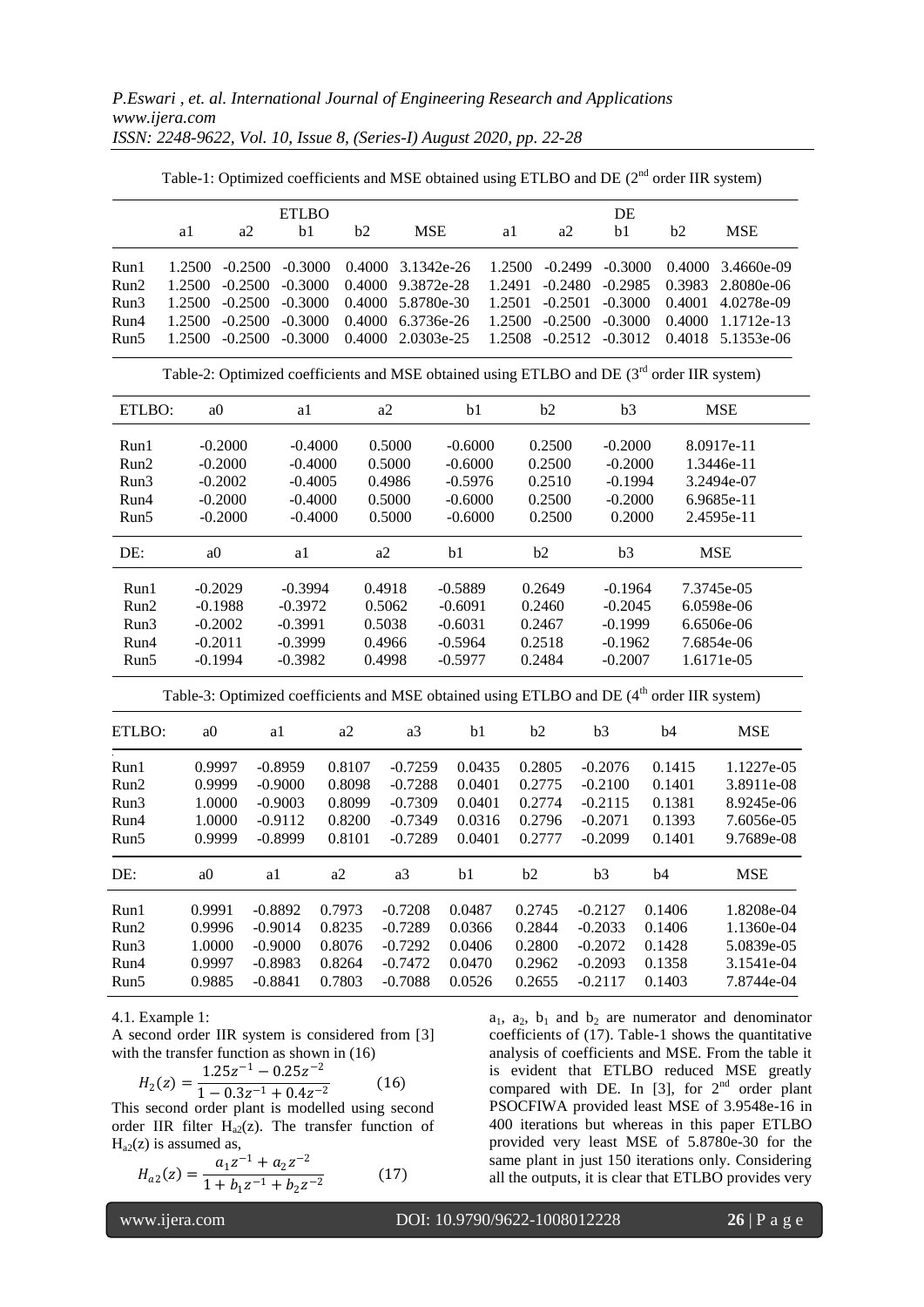Table-1: Optimized coefficients and MSE obtained using ETLBO and DE ($2^{nd}$ order IIR system)

| | ETLBO | | | | | DE | | | | |
|---|---|---|---|---|---|---|---|---|---|---|
| | a1 | a2 | b1 | b2 | MSE | a1 | a2 | b1 | b2 | MSE |
| Run1 | 1.2500 | -0.2500 | -0.3000 | 0.4000 | 3.1342e-26 | 1.2500 | -0.2499 | -0.3000 | 0.4000 | 3.4660e-09 |
| Run2 | 1.2500 | -0.2500 | -0.3000 | 0.4000 | 9.3872e-28 | 1.2491 | -0.2480 | -0.2985 | 0.3983 | 2.8080e-06 |
| Run3 | 1.2500 | -0.2500 | -0.3000 | 0.4000 | 5.8780e-30 | 1.2501 | -0.2501 | -0.3000 | 0.4001 | 4.0278e-09 |
| Run4 | 1.2500 | -0.2500 | -0.3000 | 0.4000 | 6.3736e-26 | 1.2500 | -0.2500 | -0.3000 | 0.4000 | 1.1712e-13 |
| Run5 | 1.2500 | -0.2500 | -0.3000 | 0.4000 | 2.0303e-25 | 1.2508 | -0.2512 | -0.3012 | 0.4018 | 5.1353e-06 |

Table-2: Optimized coefficients and MSE obtained using ETLBO and DE ($3^{rd}$ order IIR system)

| ETLBO: | a0 | a1 | a2 | b1 | b2 | b3 | MSE |
|---|---|---|---|---|---|---|---|
| Run1 | -0.2000 | -0.4000 | 0.5000 | -0.6000 | 0.2500 | -0.2000 | 8.0917e-11 |
| Run2 | -0.2000 | -0.4000 | 0.5000 | -0.6000 | 0.2500 | -0.2000 | 1.3446e-11 |
| Run3 | -0.2002 | -0.4005 | 0.4986 | -0.5976 | 0.2510 | -0.1994 | 3.2494e-07 |
| Run4 | -0.2000 | -0.4000 | 0.5000 | -0.6000 | 0.2500 | -0.2000 | 6.9685e-11 |
| Run5 | -0.2000 | -0.4000 | 0.5000 | -0.6000 | 0.2500 | 0.2000 | 2.4595e-11 |

| DE: | a0 | a1 | a2 | b1 | b2 | b3 | MSE |
|---|---|---|---|---|---|---|---|
| Run1 | -0.2029 | -0.3994 | 0.4918 | -0.5889 | 0.2649 | -0.1964 | 7.3745e-05 |
| Run2 | -0.1988 | -0.3972 | 0.5062 | -0.6091 | 0.2460 | -0.2045 | 6.0598e-06 |
| Run3 | -0.2002 | -0.3991 | 0.5038 | -0.6031 | 0.2467 | -0.1999 | 6.6506e-06 |
| Run4 | -0.2011 | -0.3999 | 0.4966 | -0.5964 | 0.2518 | -0.1962 | 7.6854e-06 |
| Run5 | -0.1994 | -0.3982 | 0.4998 | -0.5977 | 0.2484 | -0.2007 | 1.6171e-05 |

Table-3: Optimized coefficients and MSE obtained using ETLBO and DE ($4^{th}$ order IIR system)

| ETLBO: | a0 | a1 | a2 | a3 | b1 | b2 | b3 | b4 | MSE |
|---|---|---|---|---|---|---|---|---|---|
| Run1 | 0.9997 | -0.8959 | 0.8107 | -0.7259 | 0.0435 | 0.2805 | -0.2076 | 0.1415 | 1.1227e-05 |
| Run2 | 0.9999 | -0.9000 | 0.8098 | -0.7288 | 0.0401 | 0.2775 | -0.2100 | 0.1401 | 3.8911e-08 |
| Run3 | 1.0000 | -0.9003 | 0.8099 | -0.7309 | 0.0401 | 0.2774 | -0.2115 | 0.1381 | 8.9245e-06 |
| Run4 | 1.0000 | -0.9112 | 0.8200 | -0.7349 | 0.0316 | 0.2796 | -0.2071 | 0.1393 | 7.6056e-05 |
| Run5 | 0.9999 | -0.8999 | 0.8101 | -0.7289 | 0.0401 | 0.2777 | -0.2099 | 0.1401 | 9.7689e-08 |

| DE: | a0 | a1 | a2 | a3 | b1 | b2 | b3 | b4 | MSE |
|---|---|---|---|---|---|---|---|---|---|
| Run1 | 0.9991 | -0.8892 | 0.7973 | -0.7208 | 0.0487 | 0.2745 | -0.2127 | 0.1406 | 1.8208e-04 |
| Run2 | 0.9996 | -0.9014 | 0.8235 | -0.7289 | 0.0366 | 0.2844 | -0.2033 | 0.1406 | 1.1360e-04 |
| Run3 | 1.0000 | -0.9000 | 0.8076 | -0.7292 | 0.0406 | 0.2800 | -0.2072 | 0.1428 | 5.0839e-05 |
| Run4 | 0.9997 | -0.8983 | 0.8264 | -0.7472 | 0.0470 | 0.2962 | -0.2093 | 0.1358 | 3.1541e-04 |
| Run5 | 0.9885 | -0.8841 | 0.7803 | -0.7088 | 0.0526 | 0.2655 | -0.2117 | 0.1403 | 7.8744e-04 |

4.1. Example 1:

A second order IIR system is considered from [3] with the transfer function as shown in (16)

$$H_2(z) = \frac{1.25z^{-1} - 0.25z^{-2}}{1 - 0.3z^{-1} + 0.4z^{-2}} \qquad (16)$$

This second order plant is modelled using second order IIR filter $H_{a2}(z)$. The transfer function of $H_{a2}(z)$ is assumed as,

$$H_{a2}(z) = \frac{a_1 z^{-1} + a_2 z^{-2}}{1 + b_1 z^{-1} + b_2 z^{-2}} \qquad (17)$$

$a_1$, $a_2$, $b_1$ and $b_2$ are numerator and denominator coefficients of (17). Table-1 shows the quantitative analysis of coefficients and MSE. From the table it is evident that ETLBO reduced MSE greatly compared with DE. In [3], for $2^{nd}$ order plant PSOCFIWA provided least MSE of 3.9548e-16 in 400 iterations but whereas in this paper ETLBO provided very least MSE of 5.8780e-30 for the same plant in just 150 iterations only. Considering all the outputs, it is clear that ETLBO provides very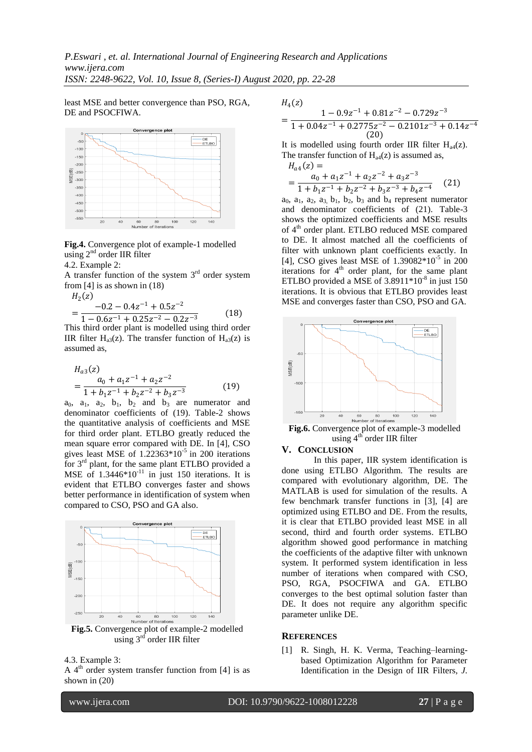least MSE and better convergence than PSO, RGA, DE and PSOCFIWA.

**Fig.4.** Convergence plot of example-1 modelled using 2nd order IIR filter

4.2. Example 2:

A transfer function of the system 3rd order system from [4] is as shown in (18)

$$H_2(z) = \frac{-0.2 - 0.4z^{-1} + 0.5z^{-2}}{1 - 0.6z^{-1} + 0.25z^{-2} - 0.2z^{-3}} \quad (18)$$

This third order plant is modelled using third order IIR filter $H_{a3}(z)$. The transfer function of $H_{a3}(z)$ is assumed as,

$$H_{a3}(z) = \frac{a_0 + a_1z^{-1} + a_2z^{-2}}{1 + b_1z^{-1} + b_2z^{-2} + b_3z^{-3}} \quad (19)$$

$a_0$, $a_1$, $a_2$, $b_1$, $b_2$ and $b_3$ are numerator and denominator coefficients of (19). Table-2 shows the quantitative analysis of coefficients and MSE for third order plant. ETLBO greatly reduced the mean square error compared with DE. In [4], CSO gives least MSE of $1.22363 \times 10^{-5}$ in 200 iterations for 3rd plant, for the same plant ETLBO provided a MSE of $1.3446 \times 10^{-11}$ in just 150 iterations. It is evident that ETLBO converges faster and shows better performance in identification of system when compared to CSO, PSO and GA also.

**Fig.5.** Convergence plot of example-2 modelled using 3rd order IIR filter

4.3. Example 3:

A 4th order system transfer function from [4] is as shown in (20)

$$H_4(z) = \frac{1 - 0.9z^{-1} + 0.81z^{-2} - 0.729z^{-3}}{1 + 0.04z^{-1} + 0.2775z^{-2} - 0.2101z^{-3} + 0.14z^{-4}} \quad (20)$$

It is modelled using fourth order IIR filter $H_{a4}(z)$. The transfer function of $H_{a4}(z)$ is assumed as,

$$H_{a4}(z) = \frac{a_0 + a_1z^{-1} + a_2z^{-2} + a_3z^{-3}}{1 + b_1z^{-1} + b_2z^{-2} + b_3z^{-3} + b_4z^{-4}} \quad (21)$$

$a_0$, $a_1$, $a_2$, $a_3$, $b_1$, $b_2$, $b_3$ and $b_4$ represent numerator and denominator coefficients of (21). Table-3 shows the optimized coefficients and MSE results of 4th order plant. ETLBO reduced MSE compared to DE. It almost matched all the coefficients of filter with unknown plant coefficients exactly. In [4], CSO gives least MSE of $1.39082 \times 10^{-5}$ in 200 iterations for 4th order plant, for the same plant ETLBO provided a MSE of $3.8911 \times 10^{-8}$ in just 150 iterations. It is obvious that ETLBO provides least MSE and converges faster than CSO, PSO and GA.

**Fig.6.** Convergence plot of example-3 modelled using 4th order IIR filter

## V. CONCLUSION

In this paper, IIR system identification is done using ETLBO Algorithm. The results are compared with evolutionary algorithm, DE. The MATLAB is used for simulation of the results. A few benchmark transfer functions in [3], [4] are optimized using ETLBO and DE. From the results, it is clear that ETLBO provided least MSE in all second, third and fourth order systems. ETLBO algorithm showed good performance in matching the coefficients of the adaptive filter with unknown system. It performed system identification in less number of iterations when compared with CSO, PSO, RGA, PSOCFIWA and GA. ETLBO converges to the best optimal solution faster than DE. It does not require any algorithm specific parameter unlike DE.

## REFERENCES

[1] R. Singh, H. K. Verma, Teaching–learning-based Optimization Algorithm for Parameter Identification in the Design of IIR Filters, *J.*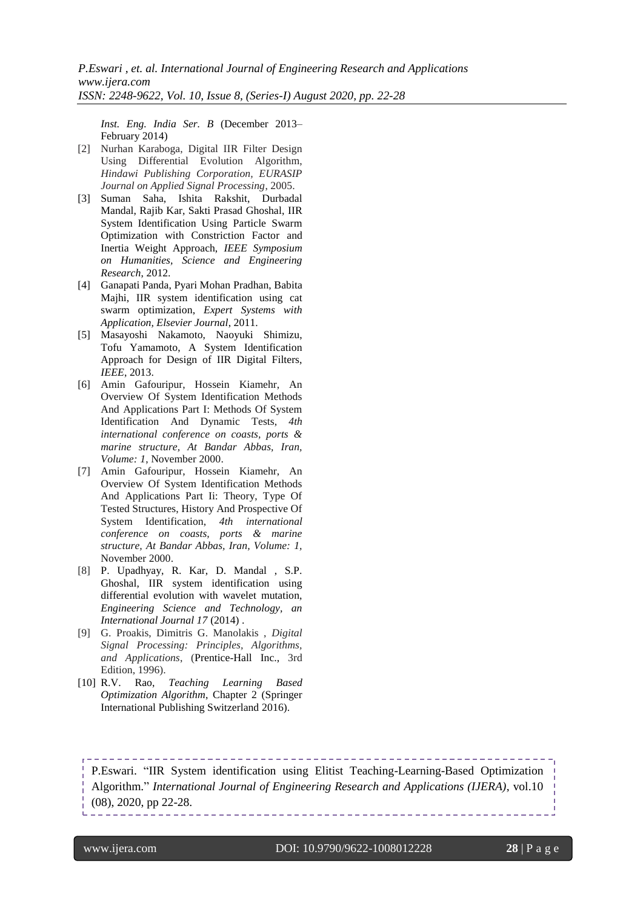*Inst. Eng. India Ser. B* (December 2013–February 2014)

[2] Nurhan Karaboga, Digital IIR Filter Design Using Differential Evolution Algorithm, *Hindawi Publishing Corporation, EURASIP Journal on Applied Signal Processing*, 2005.

[3] Suman Saha, Ishita Rakshit, Durbadal Mandal, Rajib Kar, Sakti Prasad Ghoshal, IIR System Identification Using Particle Swarm Optimization with Constriction Factor and Inertia Weight Approach, *IEEE Symposium on Humanities, Science and Engineering Research,* 2012.

[4] Ganapati Panda, Pyari Mohan Pradhan, Babita Majhi, IIR system identification using cat swarm optimization, *Expert Systems with Application, Elsevier Journal*, 2011.

[5] Masayoshi Nakamoto, Naoyuki Shimizu, Tofu Yamamoto, A System Identification Approach for Design of IIR Digital Filters, *IEEE*, 2013.

[6] Amin Gafouripur, Hossein Kiamehr, An Overview Of System Identification Methods And Applications Part I: Methods Of System Identification And Dynamic Tests, *4th international conference on coasts, ports & marine structure, At Bandar Abbas, Iran, Volume: 1*, November 2000.

[7] Amin Gafouripur, Hossein Kiamehr, An Overview Of System Identification Methods And Applications Part Ii: Theory, Type Of Tested Structures, History And Prospective Of System Identification, *4th international conference on coasts, ports & marine structure, At Bandar Abbas, Iran, Volume: 1*, November 2000.

[8] P. Upadhyay, R. Kar, D. Mandal , S.P. Ghoshal, IIR system identification using differential evolution with wavelet mutation, *Engineering Science and Technology, an International Journal 17* (2014) .

[9] G. Proakis, Dimitris G. Manolakis , *Digital Signal Processing: Principles, Algorithms, and Applications*, (Prentice-Hall Inc., 3rd Edition, 1996).

[10] R.V. Rao, *Teaching Learning Based Optimization Algorithm*, Chapter 2 (Springer International Publishing Switzerland 2016).

P.Eswari. "IIR System identification using Elitist Teaching-Learning-Based Optimization Algorithm." *International Journal of Engineering Research and Applications (IJERA)*, vol.10 (08), 2020, pp 22-28.